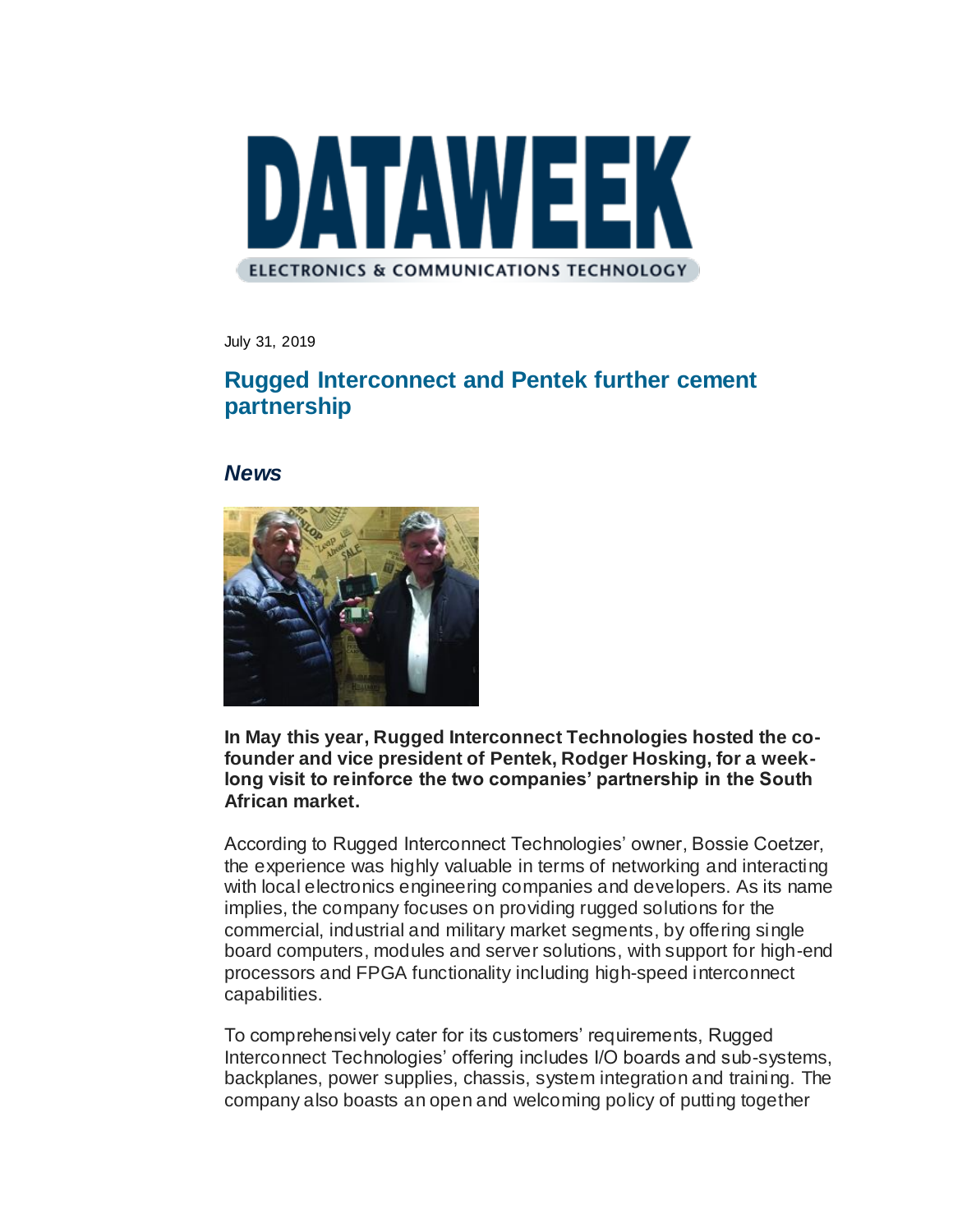# DATAWEEK

ELECTRONICS & COMMUNICATIONS TECHNOLOGY

July 31, 2019

## Rugged Interconnect and Pentek further cement partnership

### *News*

**In May this year, Rugged Interconnect Technologies hosted the co-founder and vice president of Pentek, Rodger Hosking, for a week-long visit to reinforce the two companies' partnership in the South African market.**

According to Rugged Interconnect Technologies' owner, Bossie Coetzer, the experience was highly valuable in terms of networking and interacting with local electronics engineering companies and developers. As its name implies, the company focuses on providing rugged solutions for the commercial, industrial and military market segments, by offering single board computers, modules and server solutions, with support for high-end processors and FPGA functionality including high-speed interconnect capabilities.

To comprehensively cater for its customers' requirements, Rugged Interconnect Technologies' offering includes I/O boards and sub-systems, backplanes, power supplies, chassis, system integration and training. The company also boasts an open and welcoming policy of putting together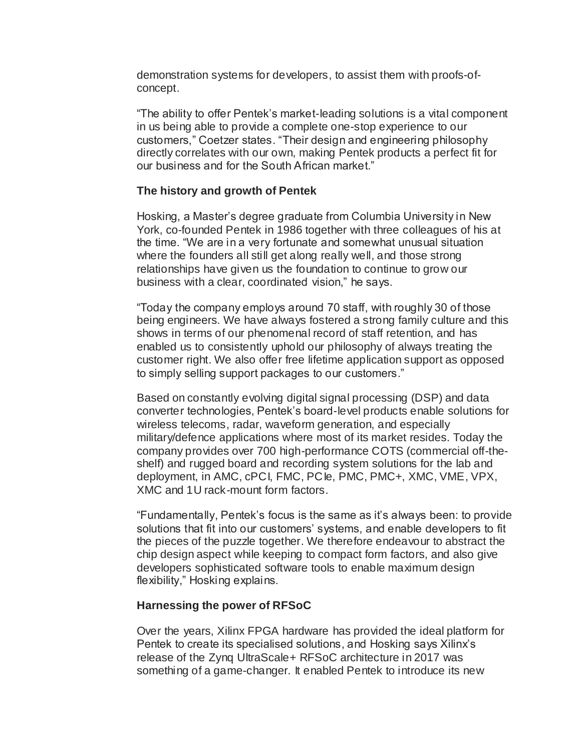demonstration systems for developers, to assist them with proofs-of-concept.

"The ability to offer Pentek's market-leading solutions is a vital component in us being able to provide a complete one-stop experience to our customers," Coetzer states. "Their design and engineering philosophy directly correlates with our own, making Pentek products a perfect fit for our business and for the South African market."

**The history and growth of Pentek**

Hosking, a Master's degree graduate from Columbia University in New York, co-founded Pentek in 1986 together with three colleagues of his at the time. "We are in a very fortunate and somewhat unusual situation where the founders all still get along really well, and those strong relationships have given us the foundation to continue to grow our business with a clear, coordinated vision," he says.

"Today the company employs around 70 staff, with roughly 30 of those being engineers. We have always fostered a strong family culture and this shows in terms of our phenomenal record of staff retention, and has enabled us to consistently uphold our philosophy of always treating the customer right. We also offer free lifetime application support as opposed to simply selling support packages to our customers."

Based on constantly evolving digital signal processing (DSP) and data converter technologies, Pentek's board-level products enable solutions for wireless telecoms, radar, waveform generation, and especially military/defence applications where most of its market resides. Today the company provides over 700 high-performance COTS (commercial off-the-shelf) and rugged board and recording system solutions for the lab and deployment, in AMC, cPCI, FMC, PCIe, PMC, PMC+, XMC, VME, VPX, XMC and 1U rack-mount form factors.

"Fundamentally, Pentek's focus is the same as it's always been: to provide solutions that fit into our customers' systems, and enable developers to fit the pieces of the puzzle together. We therefore endeavour to abstract the chip design aspect while keeping to compact form factors, and also give developers sophisticated software tools to enable maximum design flexibility," Hosking explains.

**Harnessing the power of RFSoC**

Over the years, Xilinx FPGA hardware has provided the ideal platform for Pentek to create its specialised solutions, and Hosking says Xilinx's release of the Zynq UltraScale+ RFSoC architecture in 2017 was something of a game-changer. It enabled Pentek to introduce its new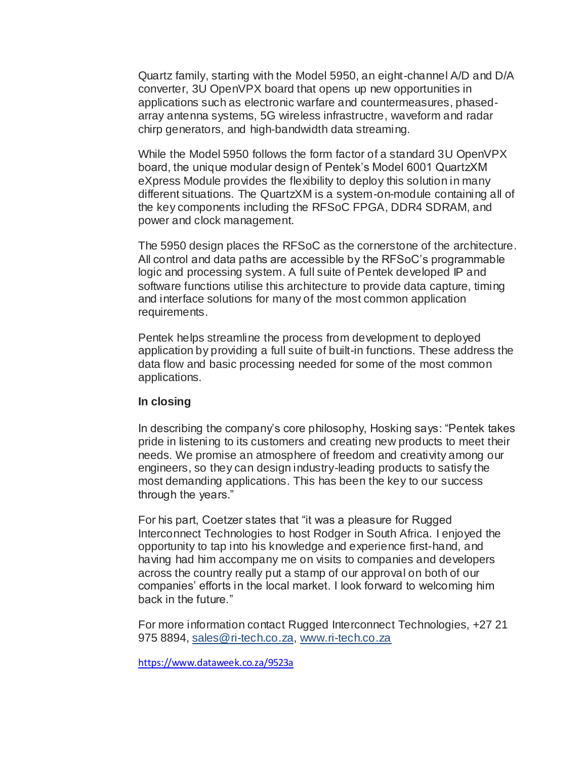Quartz family, starting with the Model 5950, an eight-channel A/D and D/A converter, 3U OpenVPX board that opens up new opportunities in applications such as electronic warfare and countermeasures, phased-array antenna systems, 5G wireless infrastructre, waveform and radar chirp generators, and high-bandwidth data streaming.

While the Model 5950 follows the form factor of a standard 3U OpenVPX board, the unique modular design of Pentek's Model 6001 QuartzXM eXpress Module provides the flexibility to deploy this solution in many different situations. The QuartzXM is a system-on-module containing all of the key components including the RFSoC FPGA, DDR4 SDRAM, and power and clock management.

The 5950 design places the RFSoC as the cornerstone of the architecture. All control and data paths are accessible by the RFSoC's programmable logic and processing system. A full suite of Pentek developed IP and software functions utilise this architecture to provide data capture, timing and interface solutions for many of the most common application requirements.

Pentek helps streamline the process from development to deployed application by providing a full suite of built-in functions. These address the data flow and basic processing needed for some of the most common applications.

**In closing**

In describing the company's core philosophy, Hosking says: "Pentek takes pride in listening to its customers and creating new products to meet their needs. We promise an atmosphere of freedom and creativity among our engineers, so they can design industry-leading products to satisfy the most demanding applications. This has been the key to our success through the years."

For his part, Coetzer states that "it was a pleasure for Rugged Interconnect Technologies to host Rodger in South Africa. I enjoyed the opportunity to tap into his knowledge and experience first-hand, and having had him accompany me on visits to companies and developers across the country really put a stamp of our approval on both of our companies' efforts in the local market. I look forward to welcoming him back in the future."

For more information contact Rugged Interconnect Technologies, +27 21 975 8894, sales@ri-tech.co.za, www.ri-tech.co.za

https://www.dataweek.co.za/9523a